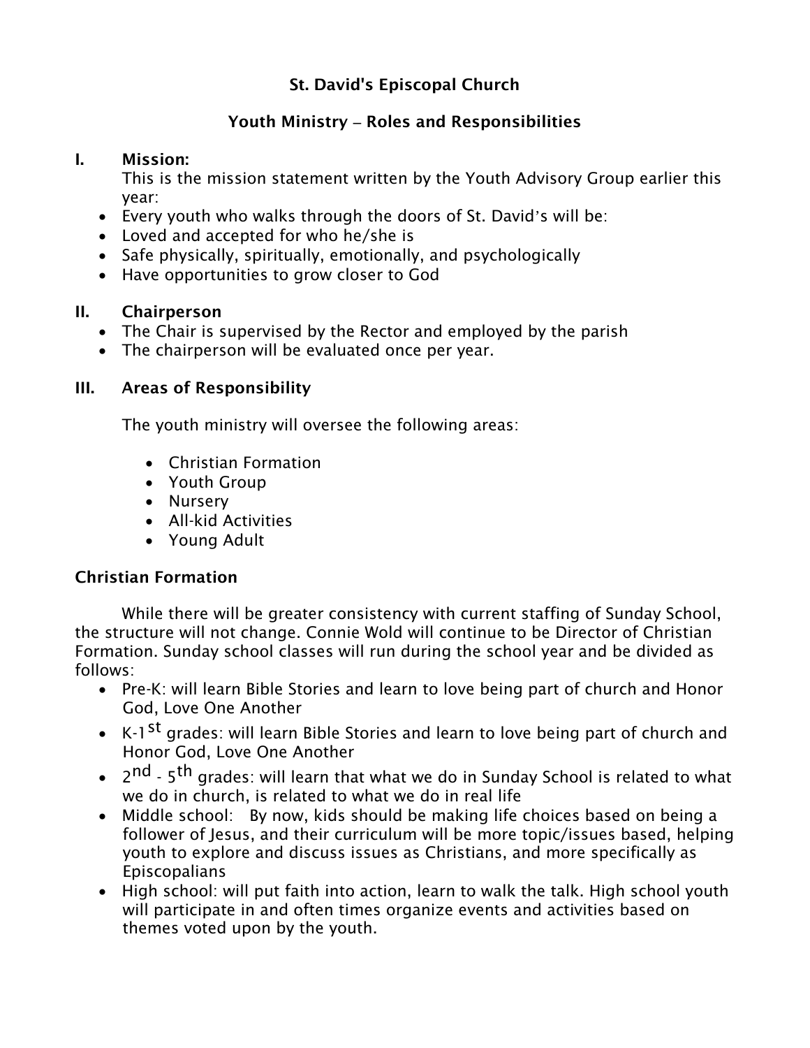# St. David's Episcopal Church

## Youth Ministry – Roles and Responsibilities

### I. Mission:

This is the mission statement written by the Youth Advisory Group earlier this year:

- Every youth who walks through the doors of St. David's will be:
- Loved and accepted for who he/she is
- Safe physically, spiritually, emotionally, and psychologically
- Have opportunities to grow closer to God

### II. Chairperson

- The Chair is supervised by the Rector and employed by the parish
- The chairperson will be evaluated once per year.

### III. Areas of Responsibility

The youth ministry will oversee the following areas:

- Christian Formation
- Youth Group
- Nursery
- All-kid Activities
- Young Adult

### Christian Formation

While there will be greater consistency with current staffing of Sunday School, the structure will not change. Connie Wold will continue to be Director of Christian Formation. Sunday school classes will run during the school year and be divided as follows:

- Pre-K: will learn Bible Stories and learn to love being part of church and Honor God, Love One Another
- K-1st grades: will learn Bible Stories and learn to love being part of church and Honor God, Love One Another
- 2nd - 5th grades: will learn that what we do in Sunday School is related to what we do in church, is related to what we do in real life
- Middle school: By now, kids should be making life choices based on being a follower of Jesus, and their curriculum will be more topic/issues based, helping youth to explore and discuss issues as Christians, and more specifically as Episcopalians
- High school: will put faith into action, learn to walk the talk. High school youth will participate in and often times organize events and activities based on themes voted upon by the youth.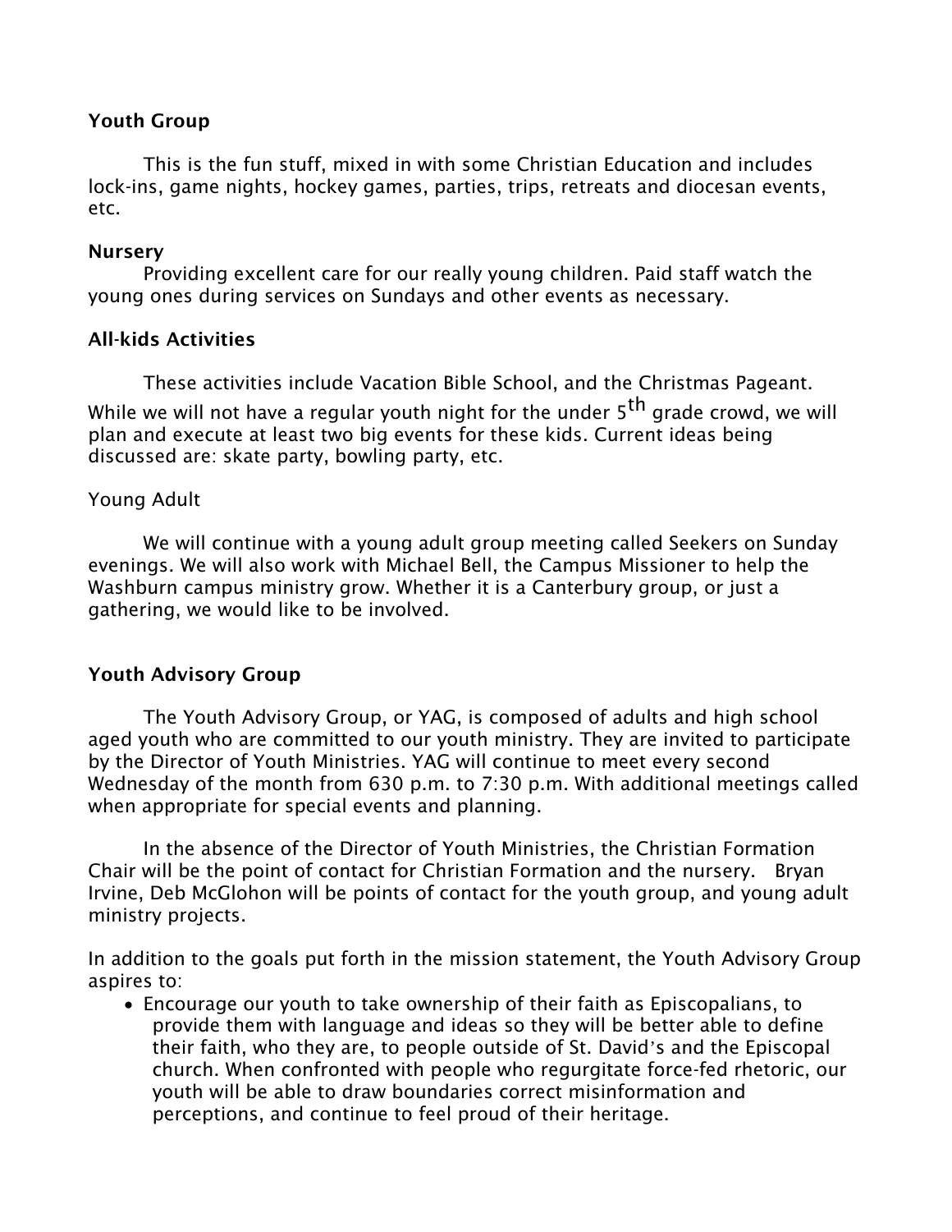**Youth Group**

This is the fun stuff, mixed in with some Christian Education and includes lock-ins, game nights, hockey games, parties, trips, retreats and diocesan events, etc.

**Nursery**

Providing excellent care for our really young children. Paid staff watch the young ones during services on Sundays and other events as necessary.

**All-kids Activities**

These activities include Vacation Bible School, and the Christmas Pageant. While we will not have a regular youth night for the under 5th grade crowd, we will plan and execute at least two big events for these kids. Current ideas being discussed are: skate party, bowling party, etc.

Young Adult

We will continue with a young adult group meeting called Seekers on Sunday evenings. We will also work with Michael Bell, the Campus Missioner to help the Washburn campus ministry grow. Whether it is a Canterbury group, or just a gathering, we would like to be involved.

**Youth Advisory Group**

The Youth Advisory Group, or YAG, is composed of adults and high school aged youth who are committed to our youth ministry. They are invited to participate by the Director of Youth Ministries. YAG will continue to meet every second Wednesday of the month from 630 p.m. to 7:30 p.m. With additional meetings called when appropriate for special events and planning.

In the absence of the Director of Youth Ministries, the Christian Formation Chair will be the point of contact for Christian Formation and the nursery. Bryan Irvine, Deb McGlohon will be points of contact for the youth group, and young adult ministry projects.

In addition to the goals put forth in the mission statement, the Youth Advisory Group aspires to:

- Encourage our youth to take ownership of their faith as Episcopalians, to provide them with language and ideas so they will be better able to define their faith, who they are, to people outside of St. David's and the Episcopal church. When confronted with people who regurgitate force-fed rhetoric, our youth will be able to draw boundaries correct misinformation and perceptions, and continue to feel proud of their heritage.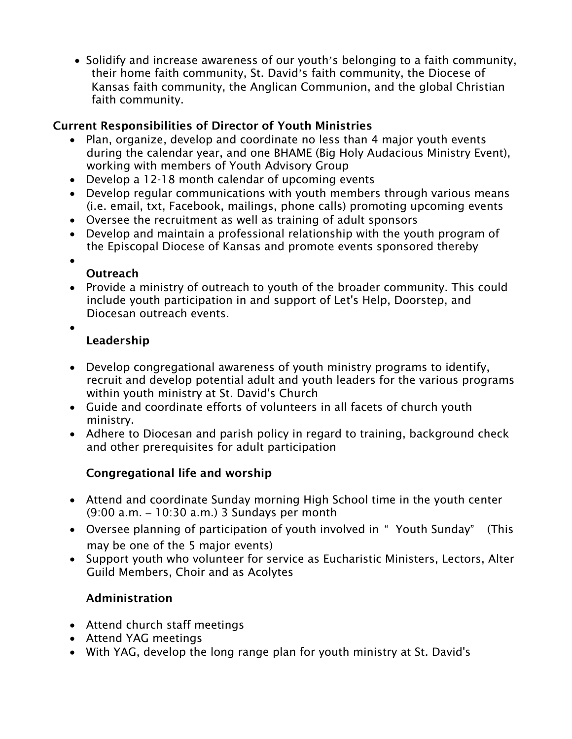- Solidify and increase awareness of our youth's belonging to a faith community, their home faith community, St. David's faith community, the Diocese of Kansas faith community, the Anglican Communion, and the global Christian faith community.

**Current Responsibilities of Director of Youth Ministries**

- Plan, organize, develop and coordinate no less than 4 major youth events during the calendar year, and one BHAME (Big Holy Audacious Ministry Event), working with members of Youth Advisory Group
- Develop a 12-18 month calendar of upcoming events
- Develop regular communications with youth members through various means (i.e. email, txt, Facebook, mailings, phone calls) promoting upcoming events
- Oversee the recruitment as well as training of adult sponsors
- Develop and maintain a professional relationship with the youth program of the Episcopal Diocese of Kansas and promote events sponsored thereby

**Outreach**

- Provide a ministry of outreach to youth of the broader community. This could include youth participation in and support of Let's Help, Doorstep, and Diocesan outreach events.

**Leadership**

- Develop congregational awareness of youth ministry programs to identify, recruit and develop potential adult and youth leaders for the various programs within youth ministry at St. David's Church
- Guide and coordinate efforts of volunteers in all facets of church youth ministry.
- Adhere to Diocesan and parish policy in regard to training, background check and other prerequisites for adult participation

**Congregational life and worship**

- Attend and coordinate Sunday morning High School time in the youth center (9:00 a.m. – 10:30 a.m.) 3 Sundays per month
- Oversee planning of participation of youth involved in " Youth Sunday" (This may be one of the 5 major events)
- Support youth who volunteer for service as Eucharistic Ministers, Lectors, Alter Guild Members, Choir and as Acolytes

**Administration**

- Attend church staff meetings
- Attend YAG meetings
- With YAG, develop the long range plan for youth ministry at St. David's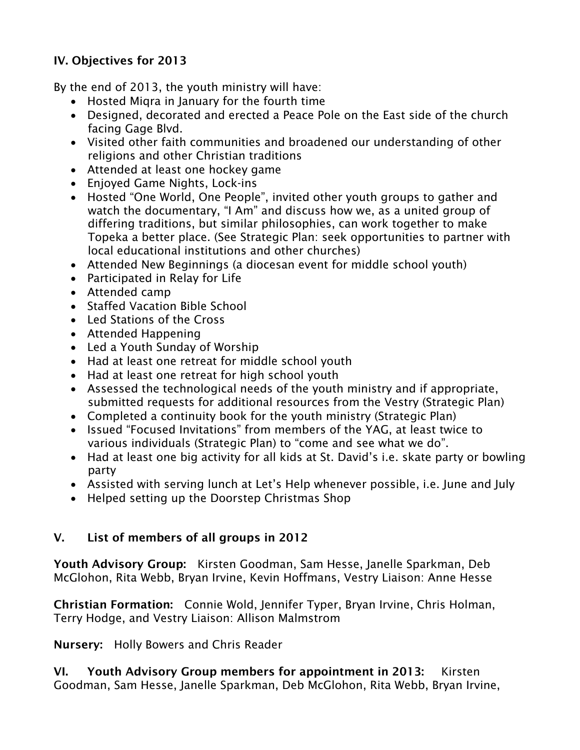## IV. Objectives for 2013

By the end of 2013, the youth ministry will have:

- Hosted Miqra in January for the fourth time
- Designed, decorated and erected a Peace Pole on the East side of the church facing Gage Blvd.
- Visited other faith communities and broadened our understanding of other religions and other Christian traditions
- Attended at least one hockey game
- Enjoyed Game Nights, Lock-ins
- Hosted "One World, One People", invited other youth groups to gather and watch the documentary, "I Am" and discuss how we, as a united group of differing traditions, but similar philosophies, can work together to make Topeka a better place. (See Strategic Plan: seek opportunities to partner with local educational institutions and other churches)
- Attended New Beginnings (a diocesan event for middle school youth)
- Participated in Relay for Life
- Attended camp
- Staffed Vacation Bible School
- Led Stations of the Cross
- Attended Happening
- Led a Youth Sunday of Worship
- Had at least one retreat for middle school youth
- Had at least one retreat for high school youth
- Assessed the technological needs of the youth ministry and if appropriate, submitted requests for additional resources from the Vestry (Strategic Plan)
- Completed a continuity book for the youth ministry (Strategic Plan)
- Issued "Focused Invitations" from members of the YAG, at least twice to various individuals (Strategic Plan) to "come and see what we do".
- Had at least one big activity for all kids at St. David's i.e. skate party or bowling party
- Assisted with serving lunch at Let's Help whenever possible, i.e. June and July
- Helped setting up the Doorstep Christmas Shop

## V. List of members of all groups in 2012

**Youth Advisory Group:** Kirsten Goodman, Sam Hesse, Janelle Sparkman, Deb McGlohon, Rita Webb, Bryan Irvine, Kevin Hoffmans, Vestry Liaison: Anne Hesse

**Christian Formation:** Connie Wold, Jennifer Typer, Bryan Irvine, Chris Holman, Terry Hodge, and Vestry Liaison: Allison Malmstrom

**Nursery:** Holly Bowers and Chris Reader

**VI. Youth Advisory Group members for appointment in 2013:** Kirsten Goodman, Sam Hesse, Janelle Sparkman, Deb McGlohon, Rita Webb, Bryan Irvine,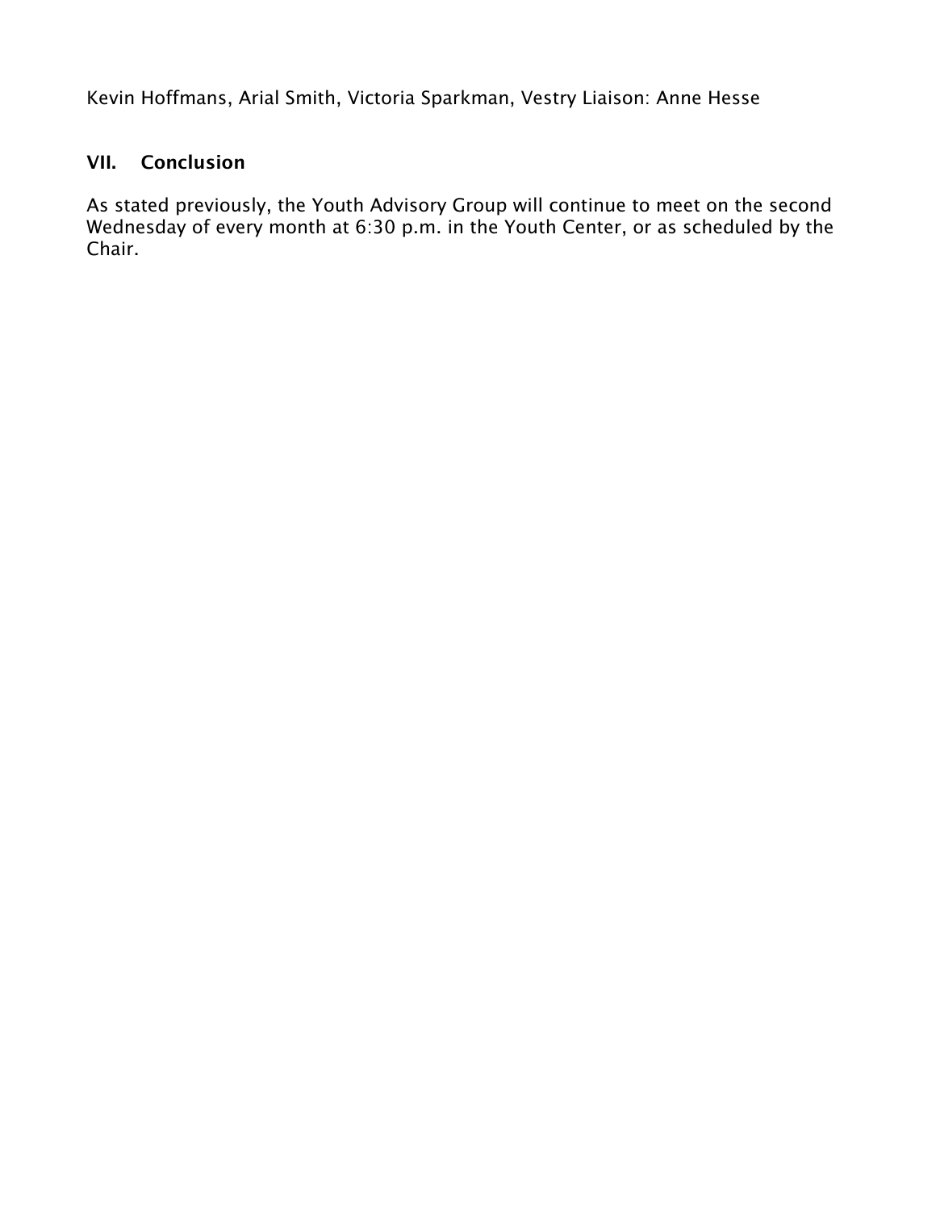Kevin Hoffmans, Arial Smith, Victoria Sparkman, Vestry Liaison: Anne Hesse

## VII. Conclusion

As stated previously, the Youth Advisory Group will continue to meet on the second Wednesday of every month at 6:30 p.m. in the Youth Center, or as scheduled by the Chair.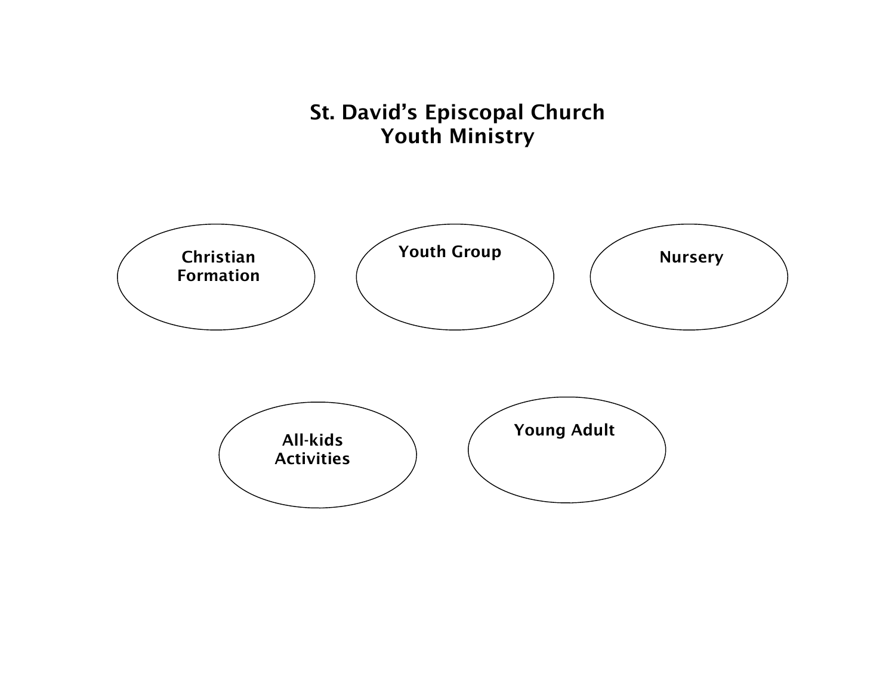# St. David's Episcopal Church
# Youth Ministry

Christian Formation

Youth Group

Nursery

All-kids Activities

Young Adult